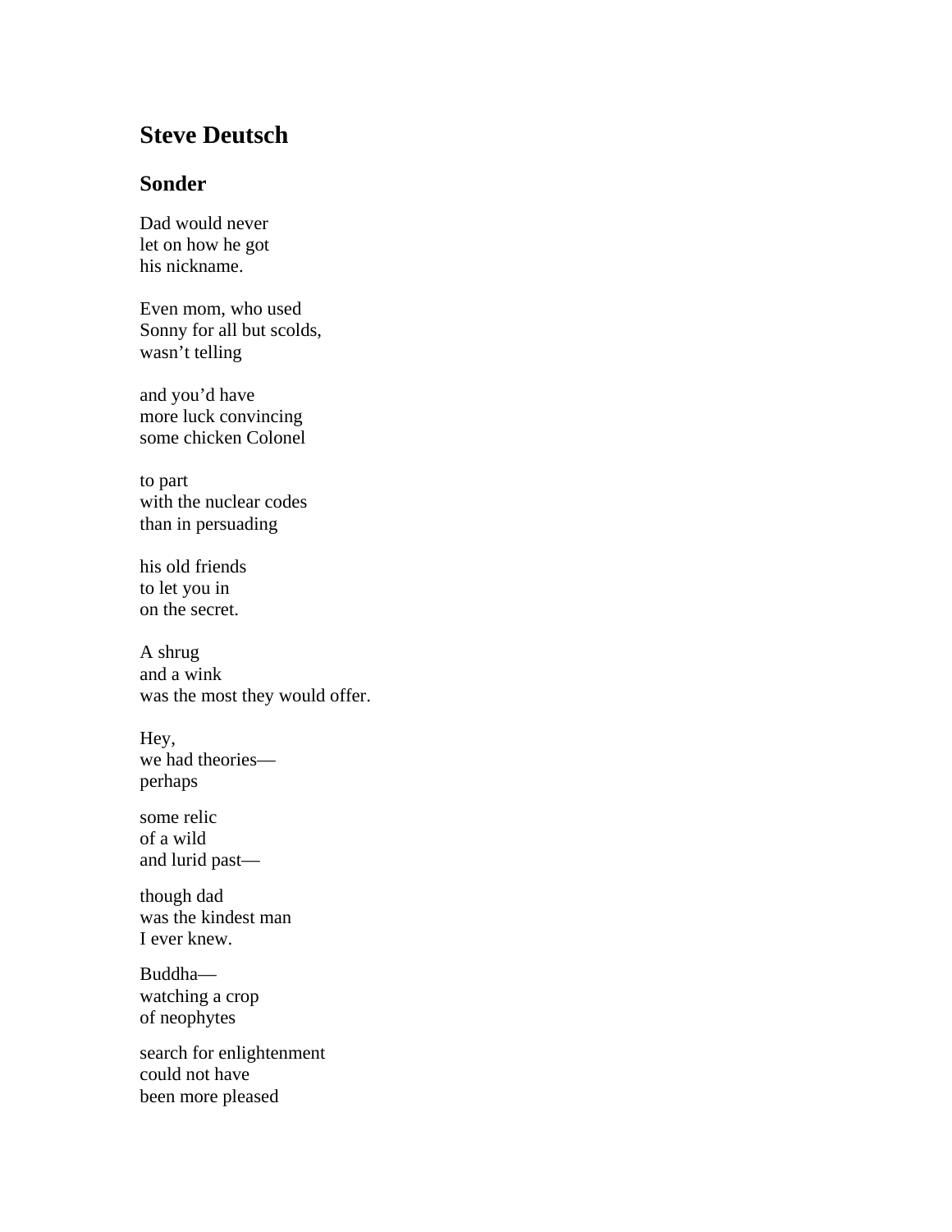## Steve Deutsch

### Sonder

Dad would never  
let on how he got  
his nickname.

Even mom, who used  
Sonny for all but scolds,  
wasn't telling

and you'd have  
more luck convincing  
some chicken Colonel

to part  
with the nuclear codes  
than in persuading

his old friends  
to let you in  
on the secret.

A shrug  
and a wink  
was the most they would offer.

Hey,  
we had theories—  
perhaps

some relic  
of a wild  
and lurid past—

though dad  
was the kindest man  
I ever knew.

Buddha—  
watching a crop  
of neophytes

search for enlightenment  
could not have  
been more pleased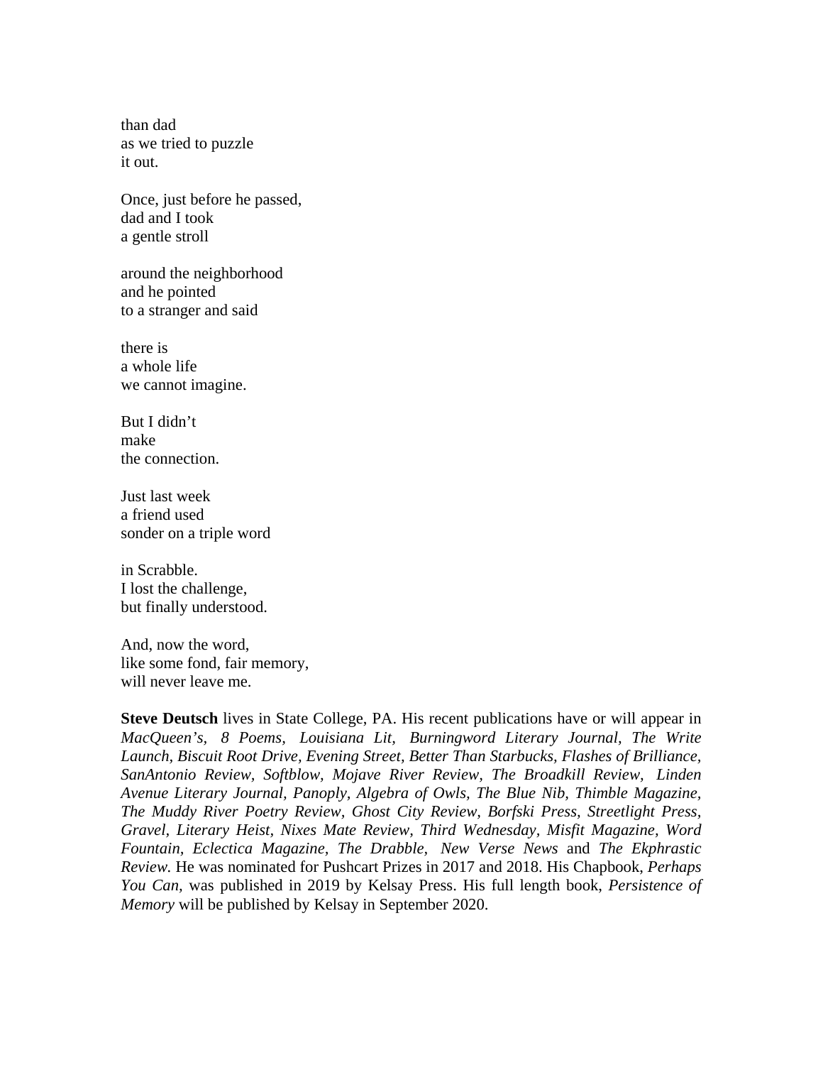than dad  
as we tried to puzzle  
it out.

Once, just before he passed,  
dad and I took  
a gentle stroll

around the neighborhood  
and he pointed  
to a stranger and said

there is  
a whole life  
we cannot imagine.

But I didn't  
make  
the connection.

Just last week  
a friend used  
sonder on a triple word

in Scrabble.  
I lost the challenge,  
but finally understood.

And, now the word,  
like some fond, fair memory,  
will never leave me.

**Steve Deutsch** lives in State College, PA. His recent publications have or will appear in *MacQueen's, 8 Poems, Louisiana Lit, Burningword Literary Journal, The Write Launch, Biscuit Root Drive, Evening Street, Better Than Starbucks, Flashes of Brilliance, SanAntonio Review, Softblow, Mojave River Review, The Broadkill Review, Linden Avenue Literary Journal, Panoply, Algebra of Owls, The Blue Nib, Thimble Magazine, The Muddy River Poetry Review, Ghost City Review, Borfski Press, Streetlight Press, Gravel, Literary Heist, Nixes Mate Review, Third Wednesday, Misfit Magazine, Word Fountain, Eclectica Magazine, The Drabble, New Verse News* and *The Ekphrastic Review.* He was nominated for Pushcart Prizes in 2017 and 2018. His Chapbook, *Perhaps You Can,* was published in 2019 by Kelsay Press. His full length book, *Persistence of Memory* will be published by Kelsay in September 2020.